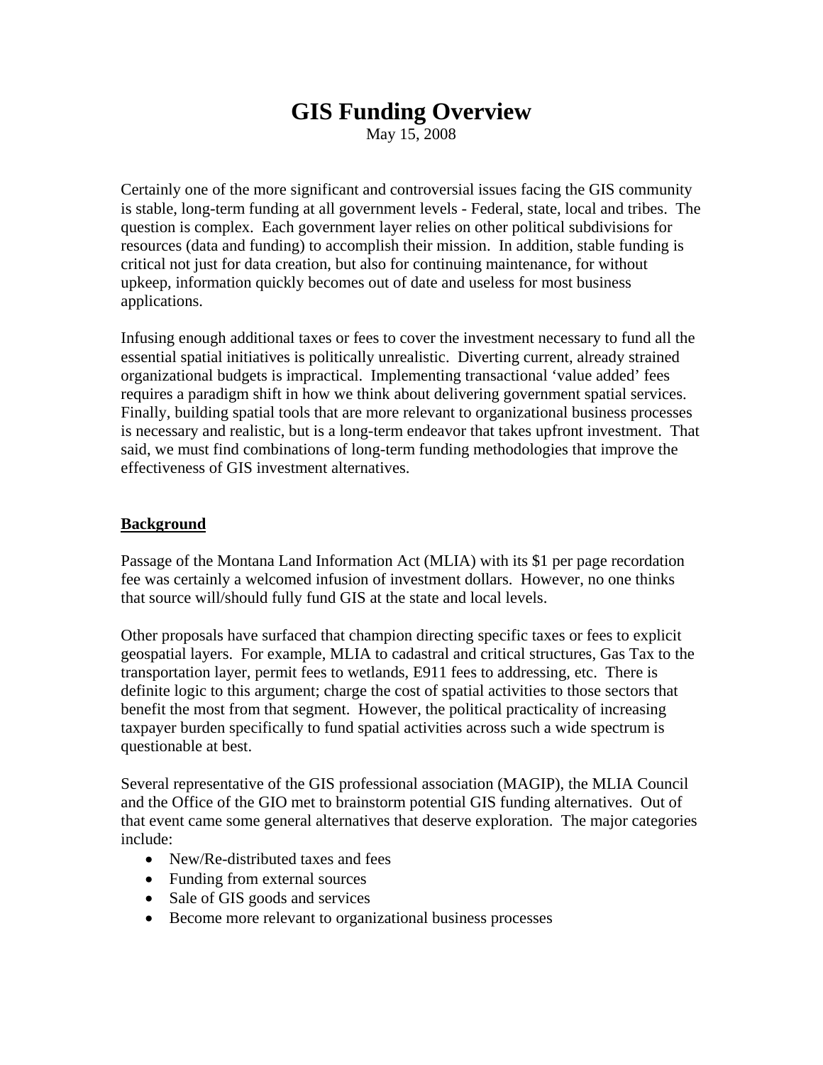# GIS Funding Overview

May 15, 2008

Certainly one of the more significant and controversial issues facing the GIS community is stable, long-term funding at all government levels - Federal, state, local and tribes. The question is complex. Each government layer relies on other political subdivisions for resources (data and funding) to accomplish their mission. In addition, stable funding is critical not just for data creation, but also for continuing maintenance, for without upkeep, information quickly becomes out of date and useless for most business applications.

Infusing enough additional taxes or fees to cover the investment necessary to fund all the essential spatial initiatives is politically unrealistic. Diverting current, already strained organizational budgets is impractical. Implementing transactional 'value added' fees requires a paradigm shift in how we think about delivering government spatial services. Finally, building spatial tools that are more relevant to organizational business processes is necessary and realistic, but is a long-term endeavor that takes upfront investment. That said, we must find combinations of long-term funding methodologies that improve the effectiveness of GIS investment alternatives.

## Background

Passage of the Montana Land Information Act (MLIA) with its $1 per page recordation fee was certainly a welcomed infusion of investment dollars. However, no one thinks that source will/should fully fund GIS at the state and local levels.

Other proposals have surfaced that champion directing specific taxes or fees to explicit geospatial layers. For example, MLIA to cadastral and critical structures, Gas Tax to the transportation layer, permit fees to wetlands, E911 fees to addressing, etc. There is definite logic to this argument; charge the cost of spatial activities to those sectors that benefit the most from that segment. However, the political practicality of increasing taxpayer burden specifically to fund spatial activities across such a wide spectrum is questionable at best.

Several representative of the GIS professional association (MAGIP), the MLIA Council and the Office of the GIO met to brainstorm potential GIS funding alternatives. Out of that event came some general alternatives that deserve exploration. The major categories include:

- New/Re-distributed taxes and fees
- Funding from external sources
- Sale of GIS goods and services
- Become more relevant to organizational business processes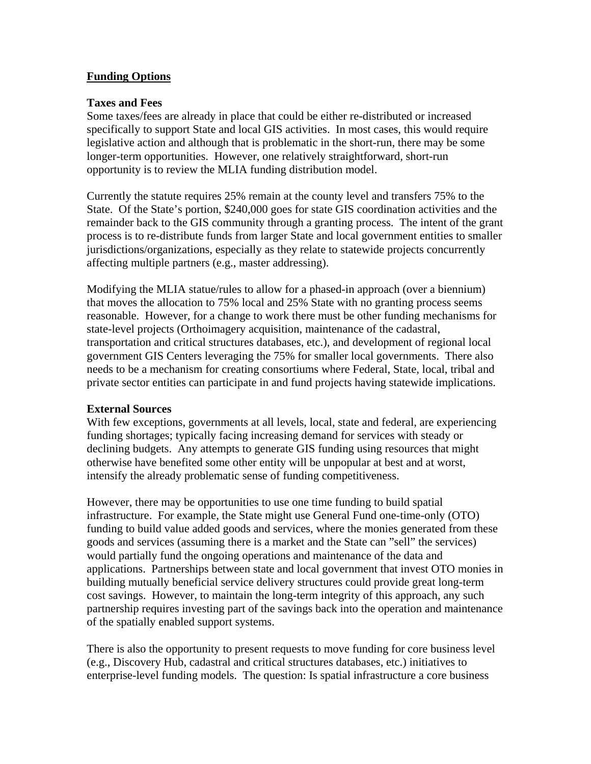## Funding Options

### Taxes and Fees

Some taxes/fees are already in place that could be either re-distributed or increased specifically to support State and local GIS activities. In most cases, this would require legislative action and although that is problematic in the short-run, there may be some longer-term opportunities. However, one relatively straightforward, short-run opportunity is to review the MLIA funding distribution model.

Currently the statute requires 25% remain at the county level and transfers 75% to the State. Of the State's portion, $240,000 goes for state GIS coordination activities and the remainder back to the GIS community through a granting process. The intent of the grant process is to re-distribute funds from larger State and local government entities to smaller jurisdictions/organizations, especially as they relate to statewide projects concurrently affecting multiple partners (e.g., master addressing).

Modifying the MLIA statue/rules to allow for a phased-in approach (over a biennium) that moves the allocation to 75% local and 25% State with no granting process seems reasonable. However, for a change to work there must be other funding mechanisms for state-level projects (Orthoimagery acquisition, maintenance of the cadastral, transportation and critical structures databases, etc.), and development of regional local government GIS Centers leveraging the 75% for smaller local governments. There also needs to be a mechanism for creating consortiums where Federal, State, local, tribal and private sector entities can participate in and fund projects having statewide implications.

### External Sources

With few exceptions, governments at all levels, local, state and federal, are experiencing funding shortages; typically facing increasing demand for services with steady or declining budgets. Any attempts to generate GIS funding using resources that might otherwise have benefited some other entity will be unpopular at best and at worst, intensify the already problematic sense of funding competitiveness.

However, there may be opportunities to use one time funding to build spatial infrastructure. For example, the State might use General Fund one-time-only (OTO) funding to build value added goods and services, where the monies generated from these goods and services (assuming there is a market and the State can "sell" the services) would partially fund the ongoing operations and maintenance of the data and applications. Partnerships between state and local government that invest OTO monies in building mutually beneficial service delivery structures could provide great long-term cost savings. However, to maintain the long-term integrity of this approach, any such partnership requires investing part of the savings back into the operation and maintenance of the spatially enabled support systems.

There is also the opportunity to present requests to move funding for core business level (e.g., Discovery Hub, cadastral and critical structures databases, etc.) initiatives to enterprise-level funding models. The question: Is spatial infrastructure a core business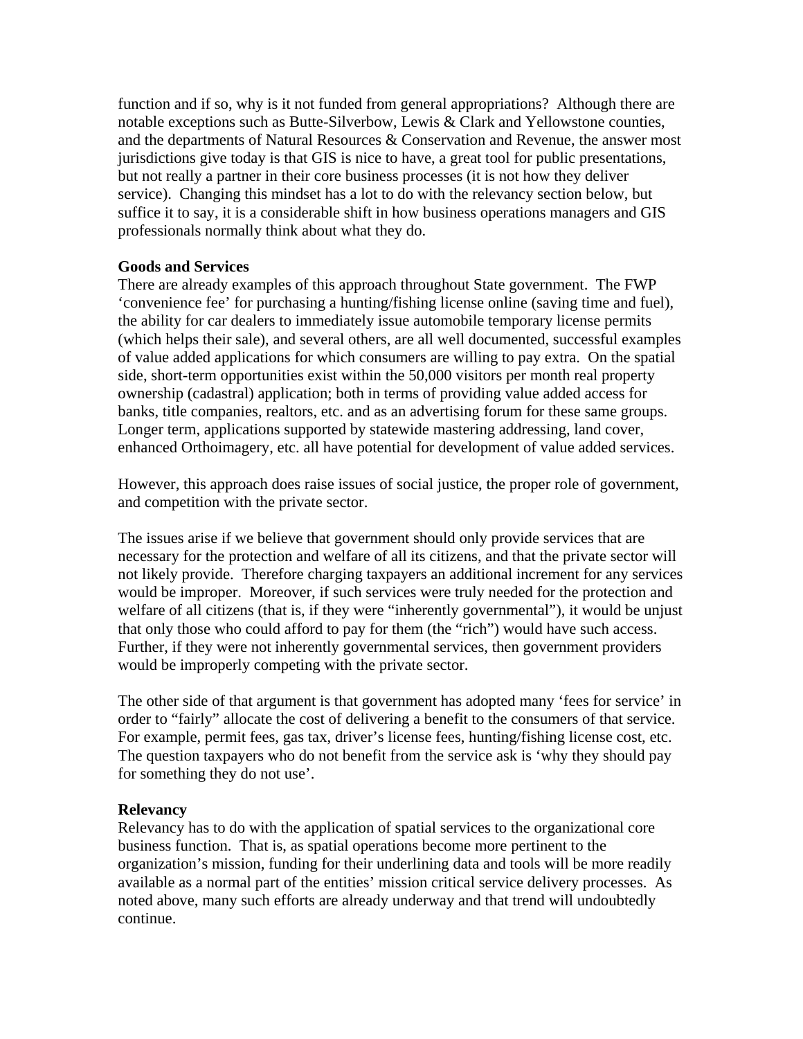function and if so, why is it not funded from general appropriations? Although there are notable exceptions such as Butte-Silverbow, Lewis & Clark and Yellowstone counties, and the departments of Natural Resources & Conservation and Revenue, the answer most jurisdictions give today is that GIS is nice to have, a great tool for public presentations, but not really a partner in their core business processes (it is not how they deliver service). Changing this mindset has a lot to do with the relevancy section below, but suffice it to say, it is a considerable shift in how business operations managers and GIS professionals normally think about what they do.

**Goods and Services**

There are already examples of this approach throughout State government. The FWP 'convenience fee' for purchasing a hunting/fishing license online (saving time and fuel), the ability for car dealers to immediately issue automobile temporary license permits (which helps their sale), and several others, are all well documented, successful examples of value added applications for which consumers are willing to pay extra. On the spatial side, short-term opportunities exist within the 50,000 visitors per month real property ownership (cadastral) application; both in terms of providing value added access for banks, title companies, realtors, etc. and as an advertising forum for these same groups. Longer term, applications supported by statewide mastering addressing, land cover, enhanced Orthoimagery, etc. all have potential for development of value added services.

However, this approach does raise issues of social justice, the proper role of government, and competition with the private sector.

The issues arise if we believe that government should only provide services that are necessary for the protection and welfare of all its citizens, and that the private sector will not likely provide. Therefore charging taxpayers an additional increment for any services would be improper. Moreover, if such services were truly needed for the protection and welfare of all citizens (that is, if they were "inherently governmental"), it would be unjust that only those who could afford to pay for them (the "rich") would have such access. Further, if they were not inherently governmental services, then government providers would be improperly competing with the private sector.

The other side of that argument is that government has adopted many 'fees for service' in order to "fairly" allocate the cost of delivering a benefit to the consumers of that service. For example, permit fees, gas tax, driver's license fees, hunting/fishing license cost, etc. The question taxpayers who do not benefit from the service ask is 'why they should pay for something they do not use'.

**Relevancy**

Relevancy has to do with the application of spatial services to the organizational core business function. That is, as spatial operations become more pertinent to the organization's mission, funding for their underlining data and tools will be more readily available as a normal part of the entities' mission critical service delivery processes. As noted above, many such efforts are already underway and that trend will undoubtedly continue.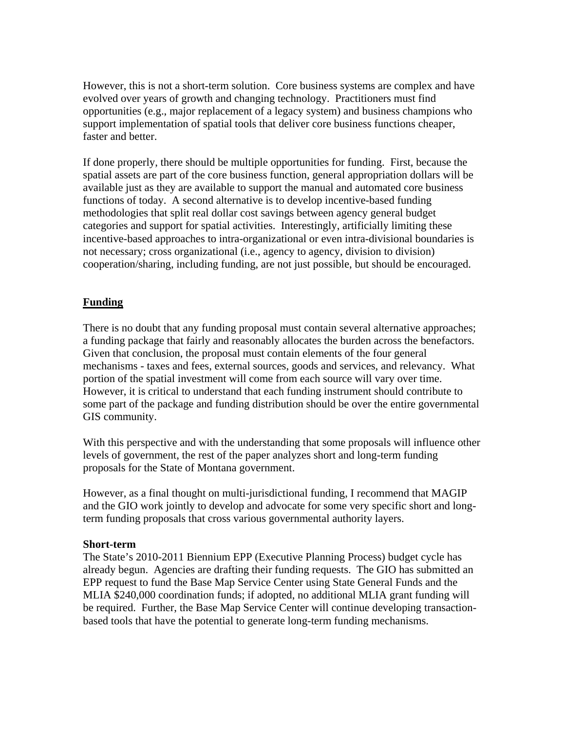However, this is not a short-term solution. Core business systems are complex and have evolved over years of growth and changing technology. Practitioners must find opportunities (e.g., major replacement of a legacy system) and business champions who support implementation of spatial tools that deliver core business functions cheaper, faster and better.

If done properly, there should be multiple opportunities for funding. First, because the spatial assets are part of the core business function, general appropriation dollars will be available just as they are available to support the manual and automated core business functions of today. A second alternative is to develop incentive-based funding methodologies that split real dollar cost savings between agency general budget categories and support for spatial activities. Interestingly, artificially limiting these incentive-based approaches to intra-organizational or even intra-divisional boundaries is not necessary; cross organizational (i.e., agency to agency, division to division) cooperation/sharing, including funding, are not just possible, but should be encouraged.

## Funding

There is no doubt that any funding proposal must contain several alternative approaches; a funding package that fairly and reasonably allocates the burden across the benefactors. Given that conclusion, the proposal must contain elements of the four general mechanisms - taxes and fees, external sources, goods and services, and relevancy. What portion of the spatial investment will come from each source will vary over time. However, it is critical to understand that each funding instrument should contribute to some part of the package and funding distribution should be over the entire governmental GIS community.

With this perspective and with the understanding that some proposals will influence other levels of government, the rest of the paper analyzes short and long-term funding proposals for the State of Montana government.

However, as a final thought on multi-jurisdictional funding, I recommend that MAGIP and the GIO work jointly to develop and advocate for some very specific short and long-term funding proposals that cross various governmental authority layers.

### Short-term

The State's 2010-2011 Biennium EPP (Executive Planning Process) budget cycle has already begun. Agencies are drafting their funding requests. The GIO has submitted an EPP request to fund the Base Map Service Center using State General Funds and the MLIA $240,000 coordination funds; if adopted, no additional MLIA grant funding will be required. Further, the Base Map Service Center will continue developing transaction-based tools that have the potential to generate long-term funding mechanisms.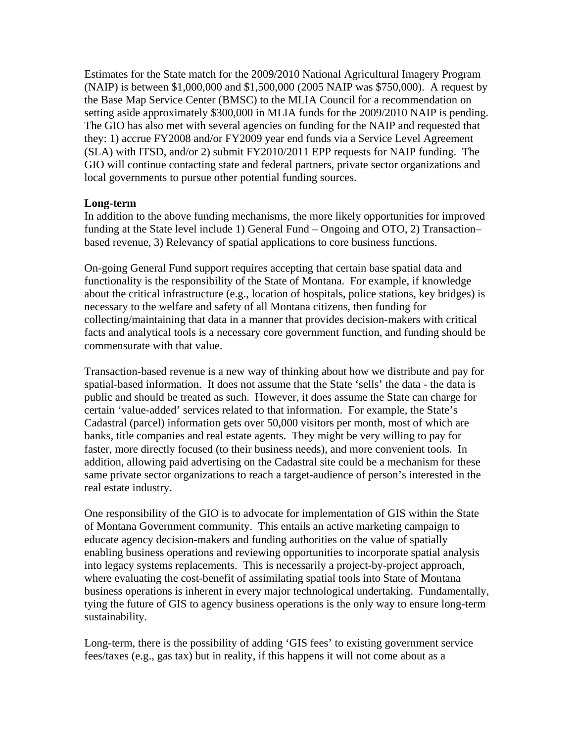Estimates for the State match for the 2009/2010 National Agricultural Imagery Program (NAIP) is between $1,000,000 and $1,500,000 (2005 NAIP was $750,000). A request by the Base Map Service Center (BMSC) to the MLIA Council for a recommendation on setting aside approximately $300,000 in MLIA funds for the 2009/2010 NAIP is pending. The GIO has also met with several agencies on funding for the NAIP and requested that they: 1) accrue FY2008 and/or FY2009 year end funds via a Service Level Agreement (SLA) with ITSD, and/or 2) submit FY2010/2011 EPP requests for NAIP funding. The GIO will continue contacting state and federal partners, private sector organizations and local governments to pursue other potential funding sources.

**Long-term**

In addition to the above funding mechanisms, the more likely opportunities for improved funding at the State level include 1) General Fund – Ongoing and OTO, 2) Transaction–based revenue, 3) Relevancy of spatial applications to core business functions.

On-going General Fund support requires accepting that certain base spatial data and functionality is the responsibility of the State of Montana. For example, if knowledge about the critical infrastructure (e.g., location of hospitals, police stations, key bridges) is necessary to the welfare and safety of all Montana citizens, then funding for collecting/maintaining that data in a manner that provides decision-makers with critical facts and analytical tools is a necessary core government function, and funding should be commensurate with that value.

Transaction-based revenue is a new way of thinking about how we distribute and pay for spatial-based information. It does not assume that the State 'sells' the data - the data is public and should be treated as such. However, it does assume the State can charge for certain 'value-added' services related to that information. For example, the State's Cadastral (parcel) information gets over 50,000 visitors per month, most of which are banks, title companies and real estate agents. They might be very willing to pay for faster, more directly focused (to their business needs), and more convenient tools. In addition, allowing paid advertising on the Cadastral site could be a mechanism for these same private sector organizations to reach a target-audience of person's interested in the real estate industry.

One responsibility of the GIO is to advocate for implementation of GIS within the State of Montana Government community. This entails an active marketing campaign to educate agency decision-makers and funding authorities on the value of spatially enabling business operations and reviewing opportunities to incorporate spatial analysis into legacy systems replacements. This is necessarily a project-by-project approach, where evaluating the cost-benefit of assimilating spatial tools into State of Montana business operations is inherent in every major technological undertaking. Fundamentally, tying the future of GIS to agency business operations is the only way to ensure long-term sustainability.

Long-term, there is the possibility of adding 'GIS fees' to existing government service fees/taxes (e.g., gas tax) but in reality, if this happens it will not come about as a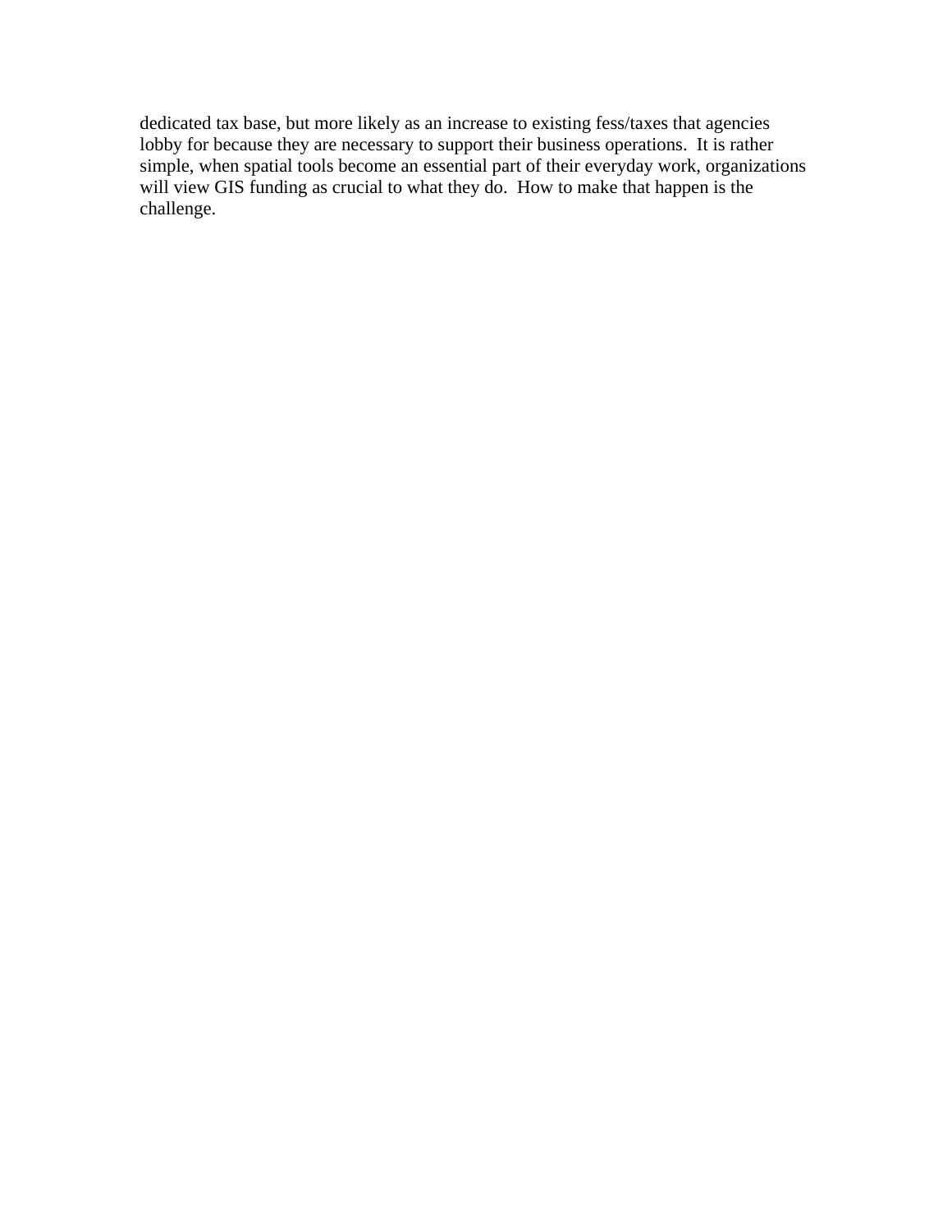dedicated tax base, but more likely as an increase to existing fess/taxes that agencies lobby for because they are necessary to support their business operations. It is rather simple, when spatial tools become an essential part of their everyday work, organizations will view GIS funding as crucial to what they do. How to make that happen is the challenge.